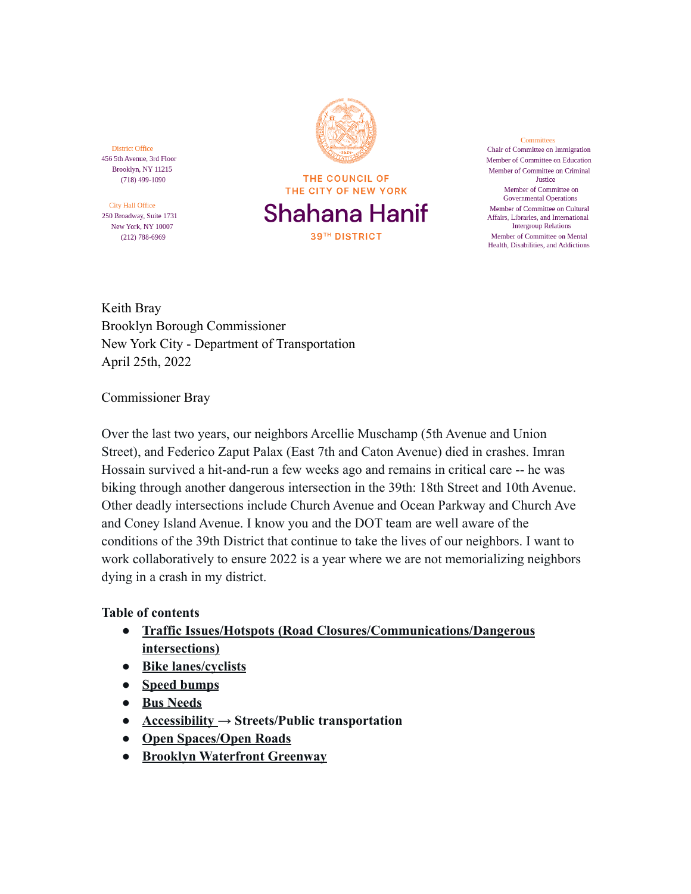District Office
456 5th Avenue, 3rd Floor
Brooklyn, NY 11215
(718) 499-1090

City Hall Office
250 Broadway, Suite 1731
New York, NY 10007
(212) 788-6969

THE COUNCIL OF
THE CITY OF NEW YORK

# Shahana Hanif

39TH DISTRICT

Committees
Chair of Committee on Immigration
Member of Committee on Education
Member of Committee on Criminal Justice
Member of Committee on Governmental Operations
Member of Committee on Cultural Affairs, Libraries, and International Intergroup Relations
Member of Committee on Mental Health, Disabilities, and Addictions

Keith Bray
Brooklyn Borough Commissioner
New York City - Department of Transportation
April 25th, 2022

Commissioner Bray

Over the last two years, our neighbors Arcellie Muschamp (5th Avenue and Union Street), and Federico Zaput Palax (East 7th and Caton Avenue) died in crashes. Imran Hossain survived a hit-and-run a few weeks ago and remains in critical care -- he was biking through another dangerous intersection in the 39th: 18th Street and 10th Avenue. Other deadly intersections include Church Avenue and Ocean Parkway and Church Ave and Coney Island Avenue. I know you and the DOT team are well aware of the conditions of the 39th District that continue to take the lives of our neighbors. I want to work collaboratively to ensure 2022 is a year where we are not memorializing neighbors dying in a crash in my district.

**Table of contents**

- **Traffic Issues/Hotspots (Road Closures/Communications/Dangerous intersections)**
- **Bike lanes/cyclists**
- **Speed bumps**
- **Bus Needs**
- **Accessibility → Streets/Public transportation**
- **Open Spaces/Open Roads**
- **Brooklyn Waterfront Greenway**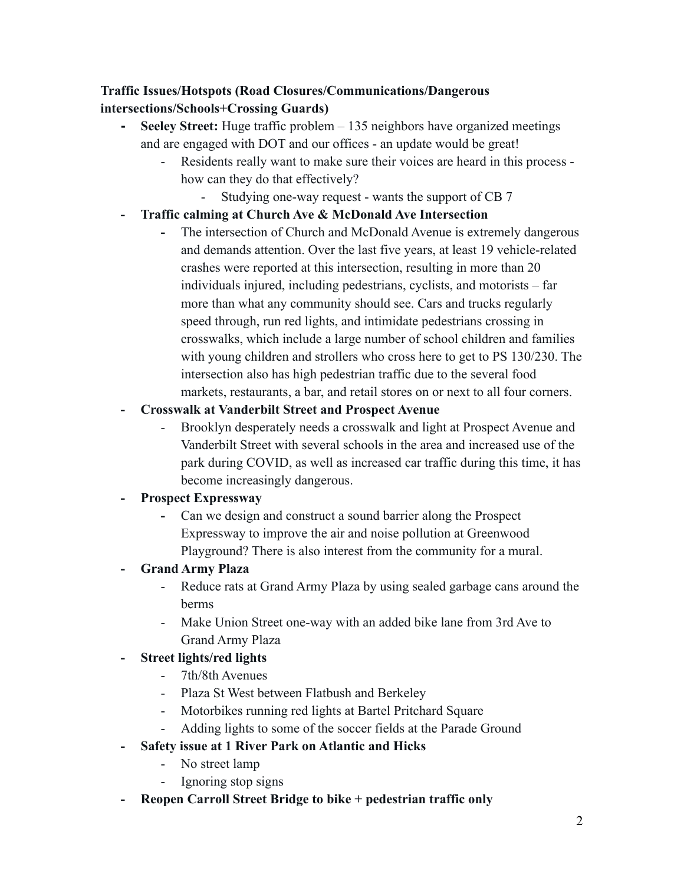**Traffic Issues/Hotspots (Road Closures/Communications/Dangerous intersections/Schools+Crossing Guards)**

- **Seeley Street:** Huge traffic problem – 135 neighbors have organized meetings and are engaged with DOT and our offices - an update would be great!
    - Residents really want to make sure their voices are heard in this process - how can they do that effectively?
        - Studying one-way request - wants the support of CB 7
- **Traffic calming at Church Ave & McDonald Ave Intersection**
    - The intersection of Church and McDonald Avenue is extremely dangerous and demands attention. Over the last five years, at least 19 vehicle-related crashes were reported at this intersection, resulting in more than 20 individuals injured, including pedestrians, cyclists, and motorists – far more than what any community should see. Cars and trucks regularly speed through, run red lights, and intimidate pedestrians crossing in crosswalks, which include a large number of school children and families with young children and strollers who cross here to get to PS 130/230. The intersection also has high pedestrian traffic due to the several food markets, restaurants, a bar, and retail stores on or next to all four corners.
- **Crosswalk at Vanderbilt Street and Prospect Avenue**
    - Brooklyn desperately needs a crosswalk and light at Prospect Avenue and Vanderbilt Street with several schools in the area and increased use of the park during COVID, as well as increased car traffic during this time, it has become increasingly dangerous.
- **Prospect Expressway**
    - Can we design and construct a sound barrier along the Prospect Expressway to improve the air and noise pollution at Greenwood Playground? There is also interest from the community for a mural.
- **Grand Army Plaza**
    - Reduce rats at Grand Army Plaza by using sealed garbage cans around the berms
    - Make Union Street one-way with an added bike lane from 3rd Ave to Grand Army Plaza
- **Street lights/red lights**
    - 7th/8th Avenues
    - Plaza St West between Flatbush and Berkeley
    - Motorbikes running red lights at Bartel Pritchard Square
    - Adding lights to some of the soccer fields at the Parade Ground
- **Safety issue at 1 River Park on Atlantic and Hicks**
    - No street lamp
    - Ignoring stop signs
- **Reopen Carroll Street Bridge to bike + pedestrian traffic only**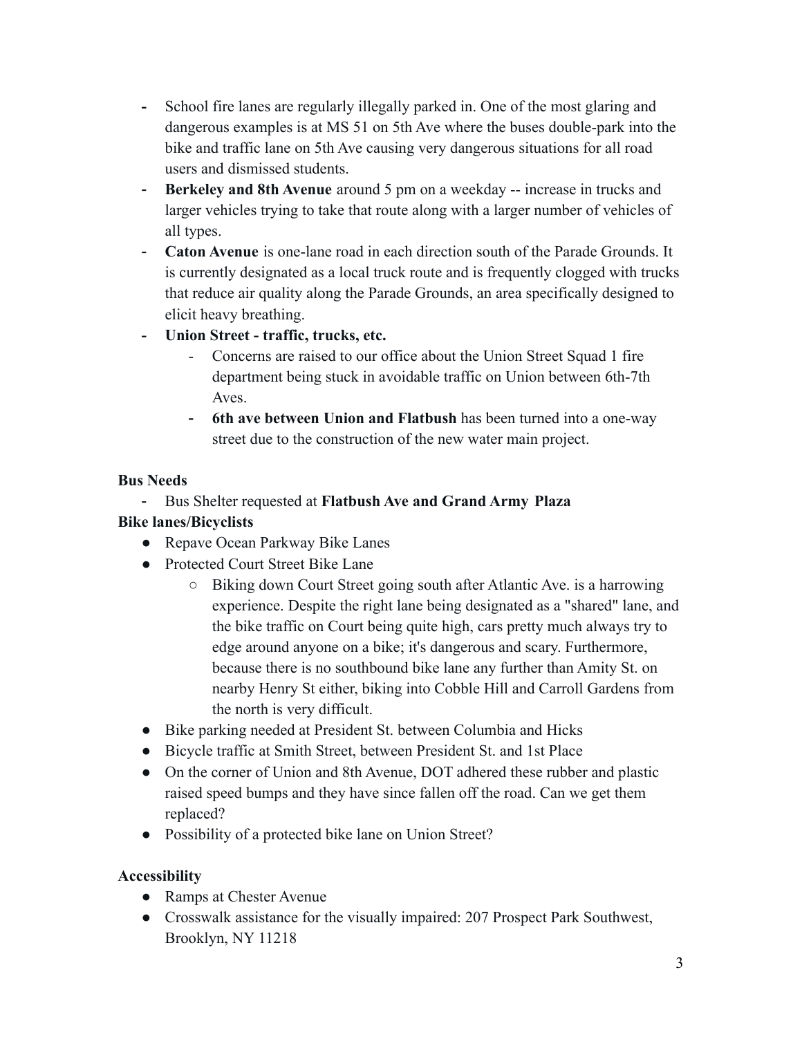- School fire lanes are regularly illegally parked in. One of the most glaring and dangerous examples is at MS 51 on 5th Ave where the buses double-park into the bike and traffic lane on 5th Ave causing very dangerous situations for all road users and dismissed students.
- **Berkeley and 8th Avenue** around 5 pm on a weekday -- increase in trucks and larger vehicles trying to take that route along with a larger number of vehicles of all types.
- **Caton Avenue** is one-lane road in each direction south of the Parade Grounds. It is currently designated as a local truck route and is frequently clogged with trucks that reduce air quality along the Parade Grounds, an area specifically designed to elicit heavy breathing.
- **Union Street - traffic, trucks, etc.**
  - Concerns are raised to our office about the Union Street Squad 1 fire department being stuck in avoidable traffic on Union between 6th-7th Aves.
  - **6th ave between Union and Flatbush** has been turned into a one-way street due to the construction of the new water main project.

**Bus Needs**

- Bus Shelter requested at **Flatbush Ave and Grand Army Plaza**

**Bike lanes/Bicyclists**

- Repave Ocean Parkway Bike Lanes
- Protected Court Street Bike Lane
  - Biking down Court Street going south after Atlantic Ave. is a harrowing experience. Despite the right lane being designated as a "shared" lane, and the bike traffic on Court being quite high, cars pretty much always try to edge around anyone on a bike; it's dangerous and scary. Furthermore, because there is no southbound bike lane any further than Amity St. on nearby Henry St either, biking into Cobble Hill and Carroll Gardens from the north is very difficult.
- Bike parking needed at President St. between Columbia and Hicks
- Bicycle traffic at Smith Street, between President St. and 1st Place
- On the corner of Union and 8th Avenue, DOT adhered these rubber and plastic raised speed bumps and they have since fallen off the road. Can we get them replaced?
- Possibility of a protected bike lane on Union Street?

**Accessibility**

- Ramps at Chester Avenue
- Crosswalk assistance for the visually impaired: 207 Prospect Park Southwest, Brooklyn, NY 11218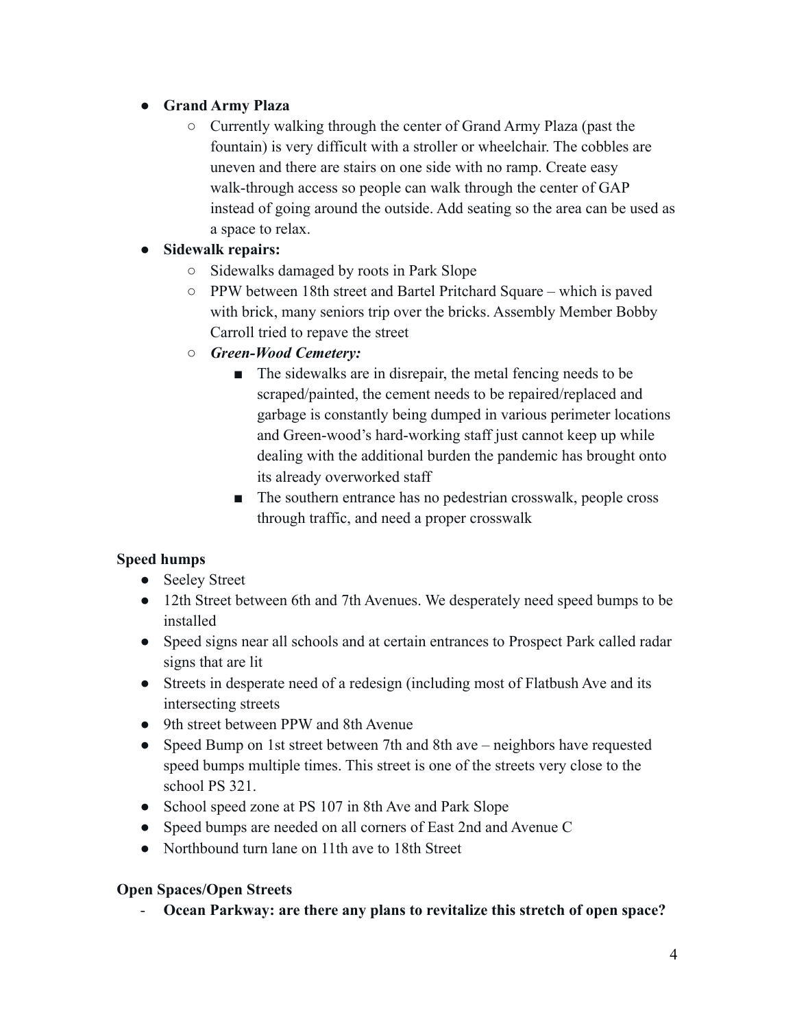- **Grand Army Plaza**
    - Currently walking through the center of Grand Army Plaza (past the fountain) is very difficult with a stroller or wheelchair. The cobbles are uneven and there are stairs on one side with no ramp. Create easy walk-through access so people can walk through the center of GAP instead of going around the outside. Add seating so the area can be used as a space to relax.
- **Sidewalk repairs:**
    - Sidewalks damaged by roots in Park Slope
    - PPW between 18th street and Bartel Pritchard Square – which is paved with brick, many seniors trip over the bricks. Assembly Member Bobby Carroll tried to repave the street
    - ***Green-Wood Cemetery:***
        - The sidewalks are in disrepair, the metal fencing needs to be scraped/painted, the cement needs to be repaired/replaced and garbage is constantly being dumped in various perimeter locations and Green-wood's hard-working staff just cannot keep up while dealing with the additional burden the pandemic has brought onto its already overworked staff
        - The southern entrance has no pedestrian crosswalk, people cross through traffic, and need a proper crosswalk

**Speed humps**

- Seeley Street
- 12th Street between 6th and 7th Avenues. We desperately need speed bumps to be installed
- Speed signs near all schools and at certain entrances to Prospect Park called radar signs that are lit
- Streets in desperate need of a redesign (including most of Flatbush Ave and its intersecting streets
- 9th street between PPW and 8th Avenue
- Speed Bump on 1st street between 7th and 8th ave – neighbors have requested speed bumps multiple times. This street is one of the streets very close to the school PS 321.
- School speed zone at PS 107 in 8th Ave and Park Slope
- Speed bumps are needed on all corners of East 2nd and Avenue C
- Northbound turn lane on 11th ave to 18th Street

**Open Spaces/Open Streets**

- **Ocean Parkway: are there any plans to revitalize this stretch of open space?**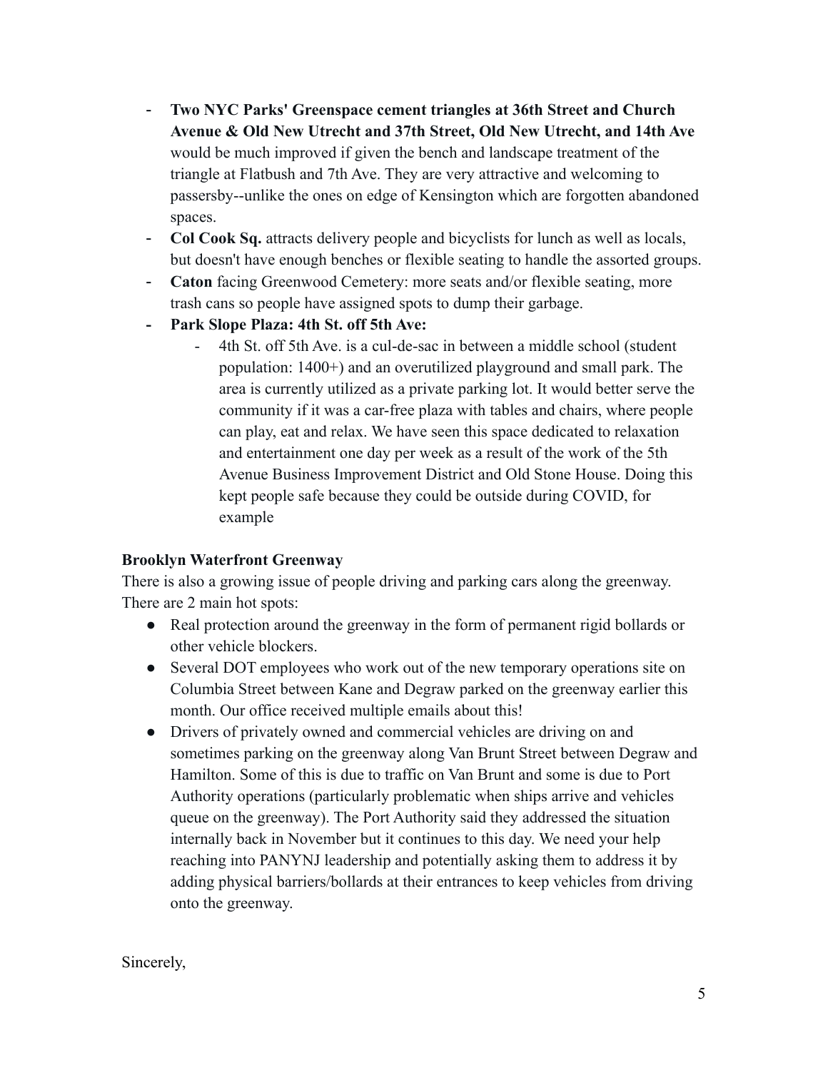- **Two NYC Parks' Greenspace cement triangles at 36th Street and Church Avenue & Old New Utrecht and 37th Street, Old New Utrecht, and 14th Ave** would be much improved if given the bench and landscape treatment of the triangle at Flatbush and 7th Ave. They are very attractive and welcoming to passersby--unlike the ones on edge of Kensington which are forgotten abandoned spaces.
- **Col Cook Sq.** attracts delivery people and bicyclists for lunch as well as locals, but doesn't have enough benches or flexible seating to handle the assorted groups.
- **Caton** facing Greenwood Cemetery: more seats and/or flexible seating, more trash cans so people have assigned spots to dump their garbage.
- **Park Slope Plaza: 4th St. off 5th Ave:**
    - 4th St. off 5th Ave. is a cul-de-sac in between a middle school (student population: 1400+) and an overutilized playground and small park. The area is currently utilized as a private parking lot. It would better serve the community if it was a car-free plaza with tables and chairs, where people can play, eat and relax. We have seen this space dedicated to relaxation and entertainment one day per week as a result of the work of the 5th Avenue Business Improvement District and Old Stone House. Doing this kept people safe because they could be outside during COVID, for example

**Brooklyn Waterfront Greenway**

There is also a growing issue of people driving and parking cars along the greenway. There are 2 main hot spots:

- Real protection around the greenway in the form of permanent rigid bollards or other vehicle blockers.
- Several DOT employees who work out of the new temporary operations site on Columbia Street between Kane and Degraw parked on the greenway earlier this month. Our office received multiple emails about this!
- Drivers of privately owned and commercial vehicles are driving on and sometimes parking on the greenway along Van Brunt Street between Degraw and Hamilton. Some of this is due to traffic on Van Brunt and some is due to Port Authority operations (particularly problematic when ships arrive and vehicles queue on the greenway). The Port Authority said they addressed the situation internally back in November but it continues to this day. We need your help reaching into PANYNJ leadership and potentially asking them to address it by adding physical barriers/bollards at their entrances to keep vehicles from driving onto the greenway.

Sincerely,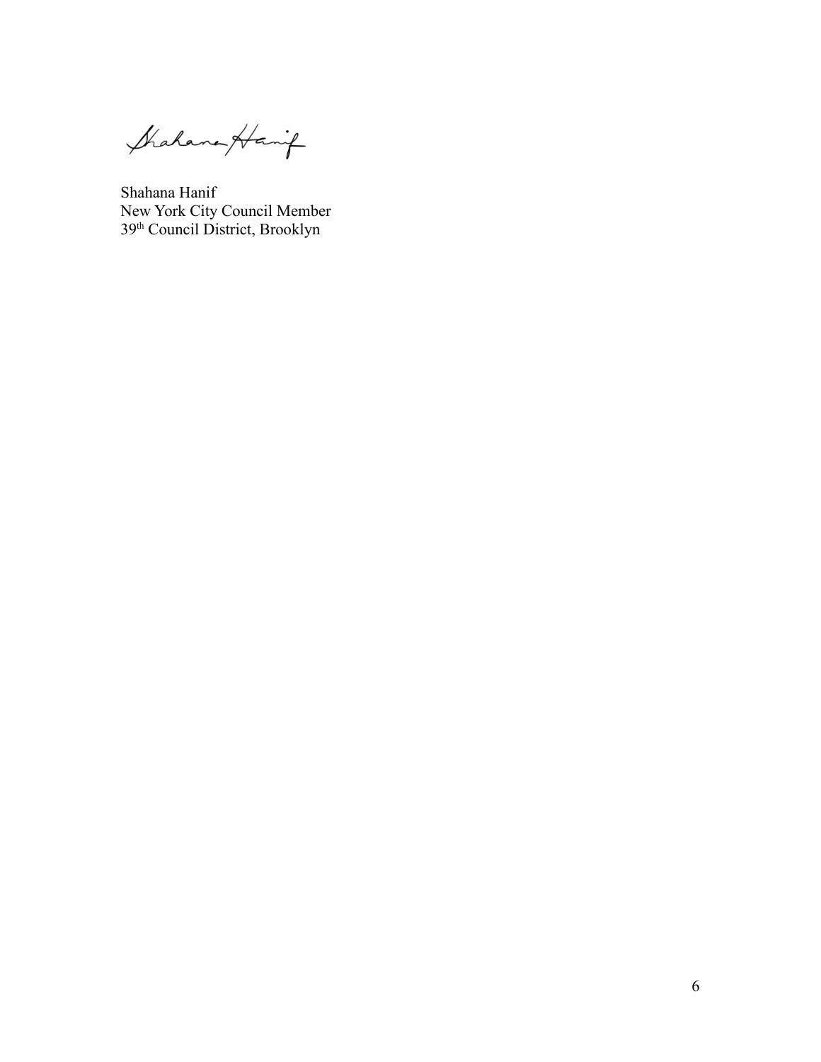Shahana Hanif  
New York City Council Member  
39th Council District, Brooklyn